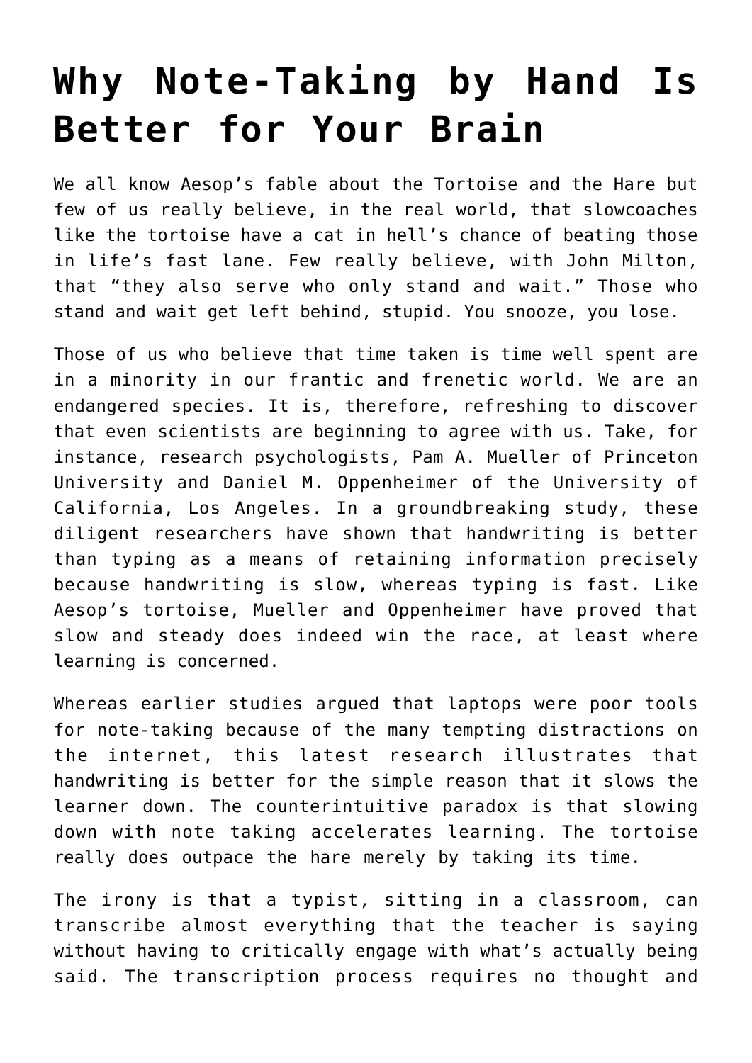# Why Note-Taking by Hand Is Better for Your Brain

We all know Aesop's fable about the Tortoise and the Hare but few of us really believe, in the real world, that slowcoaches like the tortoise have a cat in hell's chance of beating those in life's fast lane. Few really believe, with John Milton, that "they also serve who only stand and wait." Those who stand and wait get left behind, stupid. You snooze, you lose.

Those of us who believe that time taken is time well spent are in a minority in our frantic and frenetic world. We are an endangered species. It is, therefore, refreshing to discover that even scientists are beginning to agree with us. Take, for instance, research psychologists, Pam A. Mueller of Princeton University and Daniel M. Oppenheimer of the University of California, Los Angeles. In a groundbreaking study, these diligent researchers have shown that handwriting is better than typing as a means of retaining information precisely because handwriting is slow, whereas typing is fast. Like Aesop's tortoise, Mueller and Oppenheimer have proved that slow and steady does indeed win the race, at least where learning is concerned.

Whereas earlier studies argued that laptops were poor tools for note-taking because of the many tempting distractions on the internet, this latest research illustrates that handwriting is better for the simple reason that it slows the learner down. The counterintuitive paradox is that slowing down with note taking accelerates learning. The tortoise really does outpace the hare merely by taking its time.

The irony is that a typist, sitting in a classroom, can transcribe almost everything that the teacher is saying without having to critically engage with what's actually being said. The transcription process requires no thought and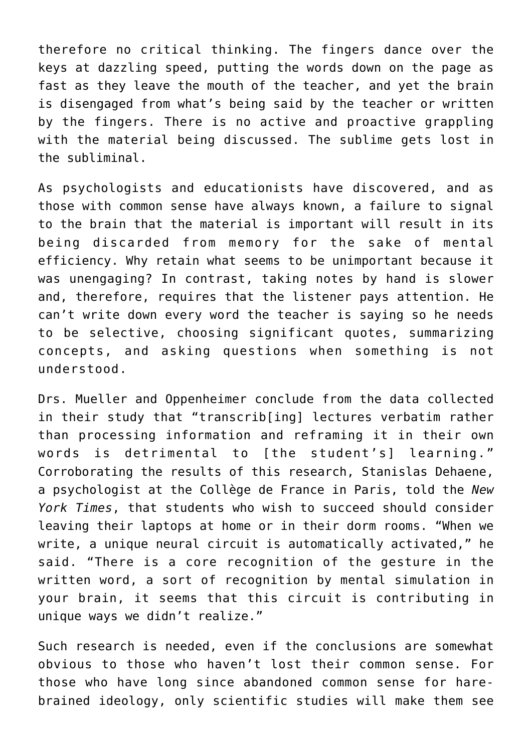therefore no critical thinking. The fingers dance over the keys at dazzling speed, putting the words down on the page as fast as they leave the mouth of the teacher, and yet the brain is disengaged from what's being said by the teacher or written by the fingers. There is no active and proactive grappling with the material being discussed. The sublime gets lost in the subliminal.

As psychologists and educationists have discovered, and as those with common sense have always known, a failure to signal to the brain that the material is important will result in its being discarded from memory for the sake of mental efficiency. Why retain what seems to be unimportant because it was unengaging? In contrast, taking notes by hand is slower and, therefore, requires that the listener pays attention. He can't write down every word the teacher is saying so he needs to be selective, choosing significant quotes, summarizing concepts, and asking questions when something is not understood.

Drs. Mueller and Oppenheimer conclude from the data collected in their study that "transcrib[ing] lectures verbatim rather than processing information and reframing it in their own words is detrimental to [the student's] learning." Corroborating the results of this research, Stanislas Dehaene, a psychologist at the Collège de France in Paris, told the *New York Times*, that students who wish to succeed should consider leaving their laptops at home or in their dorm rooms. "When we write, a unique neural circuit is automatically activated," he said. "There is a core recognition of the gesture in the written word, a sort of recognition by mental simulation in your brain, it seems that this circuit is contributing in unique ways we didn't realize."

Such research is needed, even if the conclusions are somewhat obvious to those who haven't lost their common sense. For those who have long since abandoned common sense for hare-brained ideology, only scientific studies will make them see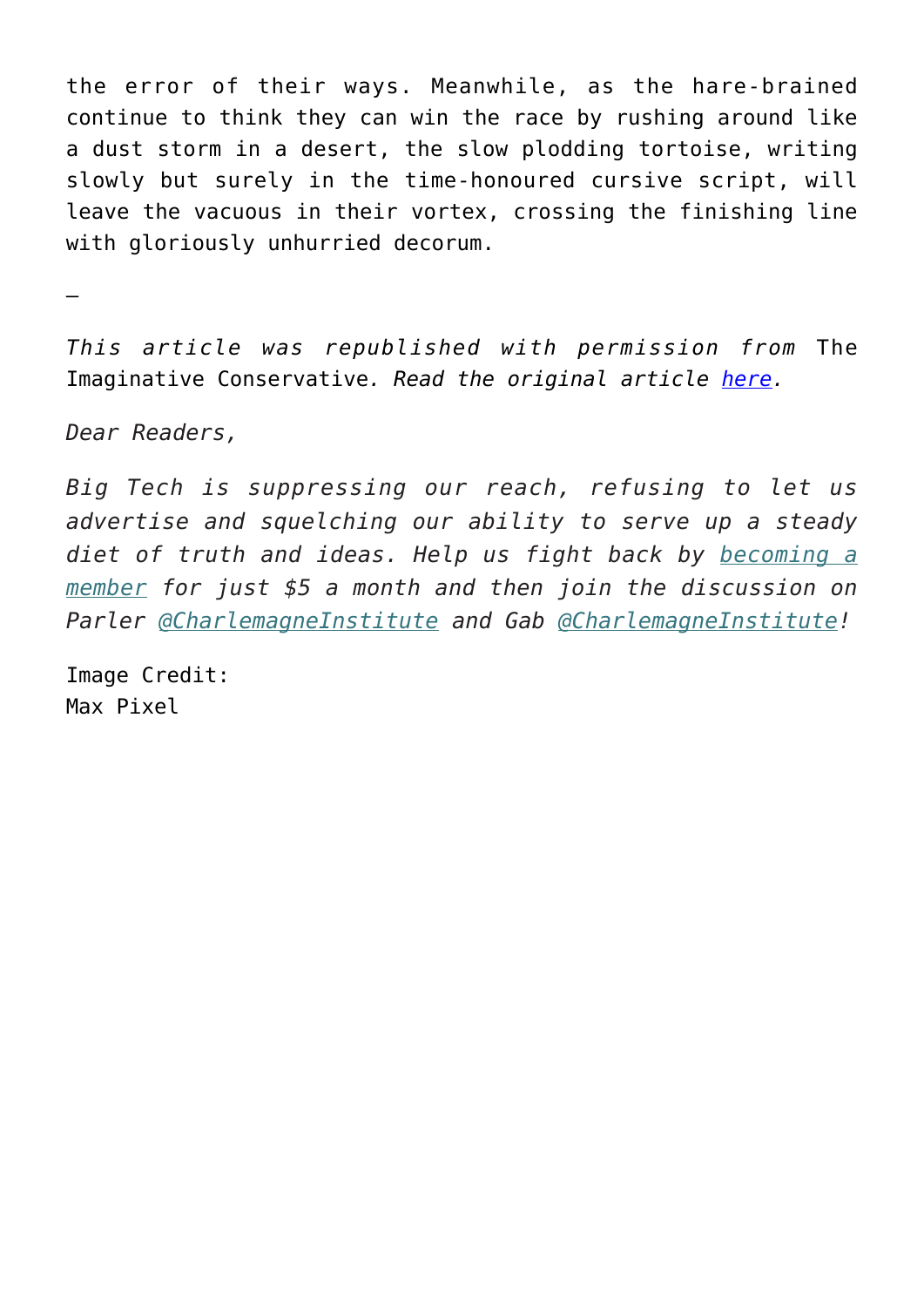the error of their ways. Meanwhile, as the hare-brained continue to think they can win the race by rushing around like a dust storm in a desert, the slow plodding tortoise, writing slowly but surely in the time-honoured cursive script, will leave the vacuous in their vortex, crossing the finishing line with gloriously unhurried decorum.

—

*This article was republished with permission from* The Imaginative Conservative*. Read the original article [here](#).*

*Dear Readers,*

*Big Tech is suppressing our reach, refusing to let us advertise and squelching our ability to serve up a steady diet of truth and ideas. Help us fight back by [becoming a member](#) for just $5 a month and then join the discussion on Parler [@CharlemagneInstitute](#) and Gab [@CharlemagneInstitute](#)!*

Image Credit:
Max Pixel